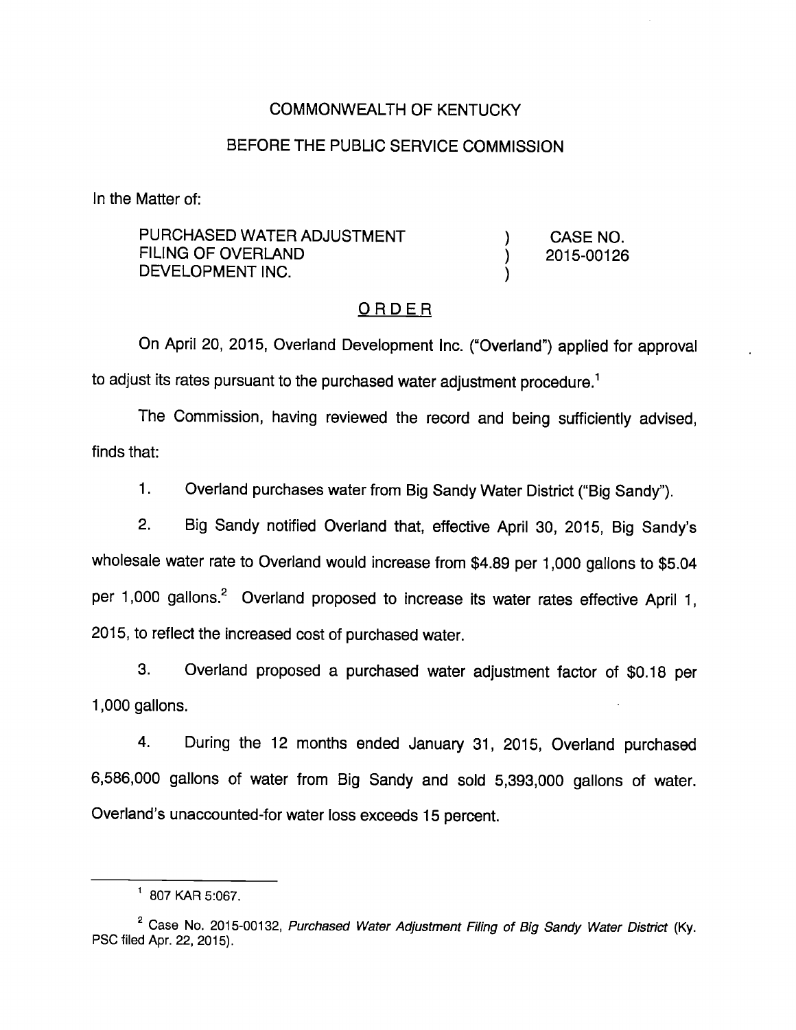COMMONWEALTH OF KENTUCKY

BEFORE THE PUBLIC SERVICE COMMISSION

In the Matter of:

| | | |
|---|---|---|
| PURCHASED WATER ADJUSTMENT FILING OF OVERLAND DEVELOPMENT INC. | ) ) ) | CASE NO. 2015-00126 |

## ORDER

On April 20, 2015, Overland Development Inc. ("Overland") applied for approval to adjust its rates pursuant to the purchased water adjustment procedure.[1]

The Commission, having reviewed the record and being sufficiently advised, finds that:

1. Overland purchases water from Big Sandy Water District ("Big Sandy").

2. Big Sandy notified Overland that, effective April 30, 2015, Big Sandy's wholesale water rate to Overland would increase from $4.89 per 1,000 gallons to $5.04 per 1,000 gallons.[2] Overland proposed to increase its water rates effective April 1, 2015, to reflect the increased cost of purchased water.

3. Overland proposed a purchased water adjustment factor of $0.18 per 1,000 gallons.

4. During the 12 months ended January 31, 2015, Overland purchased 6,586,000 gallons of water from Big Sandy and sold 5,393,000 gallons of water. Overland's unaccounted-for water loss exceeds 15 percent.

---

[1] 807 KAR 5:067.

[2] Case No. 2015-00132, *Purchased Water Adjustment Filing of Big Sandy Water District* (Ky. PSC filed Apr. 22, 2015).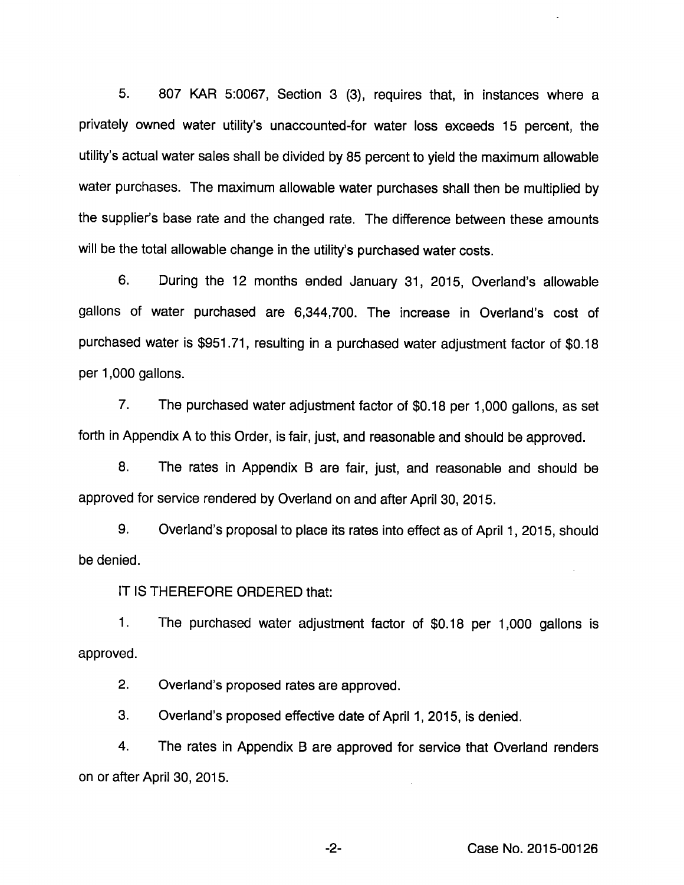5. 807 KAR 5:0067, Section 3 (3), requires that, in instances where a privately owned water utility's unaccounted-for water loss exceeds 15 percent, the utility's actual water sales shall be divided by 85 percent to yield the maximum allowable water purchases. The maximum allowable water purchases shall then be multiplied by the supplier's base rate and the changed rate. The difference between these amounts will be the total allowable change in the utility's purchased water costs.

6. During the 12 months ended January 31, 2015, Overland's allowable gallons of water purchased are 6,344,700. The increase in Overland's cost of purchased water is $951.71, resulting in a purchased water adjustment factor of $0.18 per 1,000 gallons.

7. The purchased water adjustment factor of $0.18 per 1,000 gallons, as set forth in Appendix A to this Order, is fair, just, and reasonable and should be approved.

8. The rates in Appendix B are fair, just, and reasonable and should be approved for service rendered by Overland on and after April 30, 2015.

9. Overland's proposal to place its rates into effect as of April 1, 2015, should be denied.

IT IS THEREFORE ORDERED that:

1. The purchased water adjustment factor of $0.18 per 1,000 gallons is approved.

2. Overland's proposed rates are approved.

3. Overland's proposed effective date of April 1, 2015, is denied.

4. The rates in Appendix B are approved for service that Overland renders on or after April 30, 2015.

Case No. 2015-00126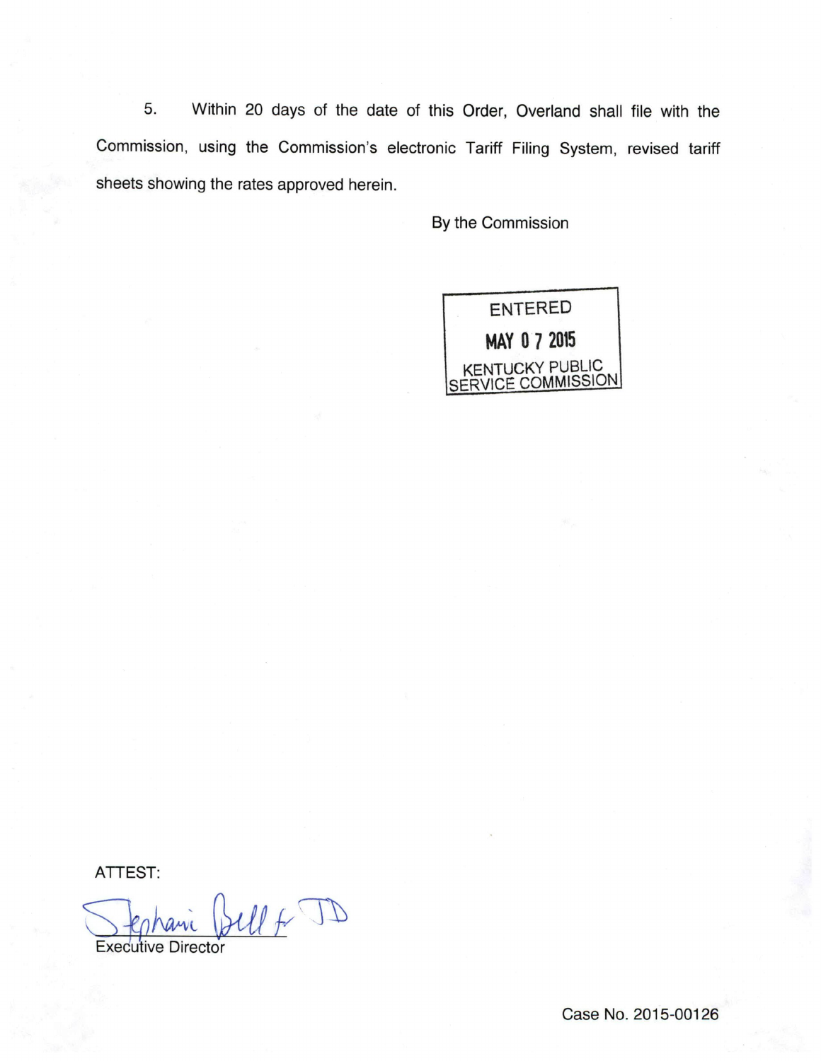5. Within 20 days of the date of this Order, Overland shall file with the Commission, using the Commission's electronic Tariff Filing System, revised tariff sheets showing the rates approved herein.

By the Commission

ENTERED

MAY 07 2015

KENTUCKY PUBLIC SERVICE COMMISSION

ATTEST:

Stephanie Bell for JD

Executive Director

Case No. 2015-00126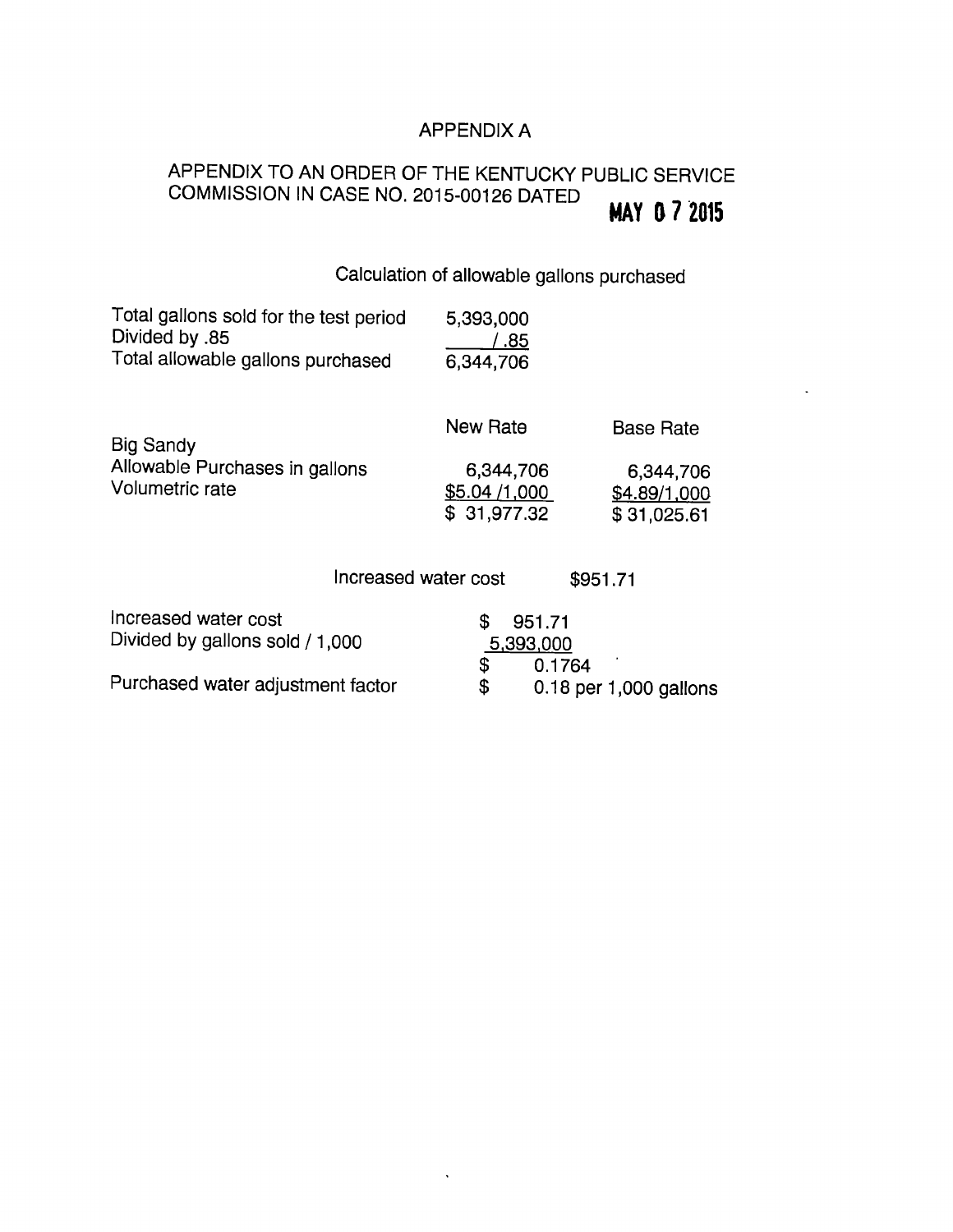# APPENDIX A

## APPENDIX TO AN ORDER OF THE KENTUCKY PUBLIC SERVICE COMMISSION IN CASE NO. 2015-00126 DATED MAY 0 7 2015

Calculation of allowable gallons purchased

| | |
|---|---|
| Total gallons sold for the test period | 5,393,000 |
| Divided by .85 | / .85 |
| Total allowable gallons purchased | 6,344,706 |

| | New Rate | Base Rate |
|---|---|---|
| Big Sandy | | |
| Allowable Purchases in gallons | 6,344,706 | 6,344,706 |
| Volumetric rate | $5.04 /1,000 | $4.89/1,000 |
| | $ 31,977.32 | $ 31,025.61 |

Increased water cost $951.71

| | |
|---|---|
| Increased water cost | $ 951.71 |
| Divided by gallons sold / 1,000 | 5,393,000 |
| | $ 0.1764 |
| Purchased water adjustment factor | $ 0.18 per 1,000 gallons |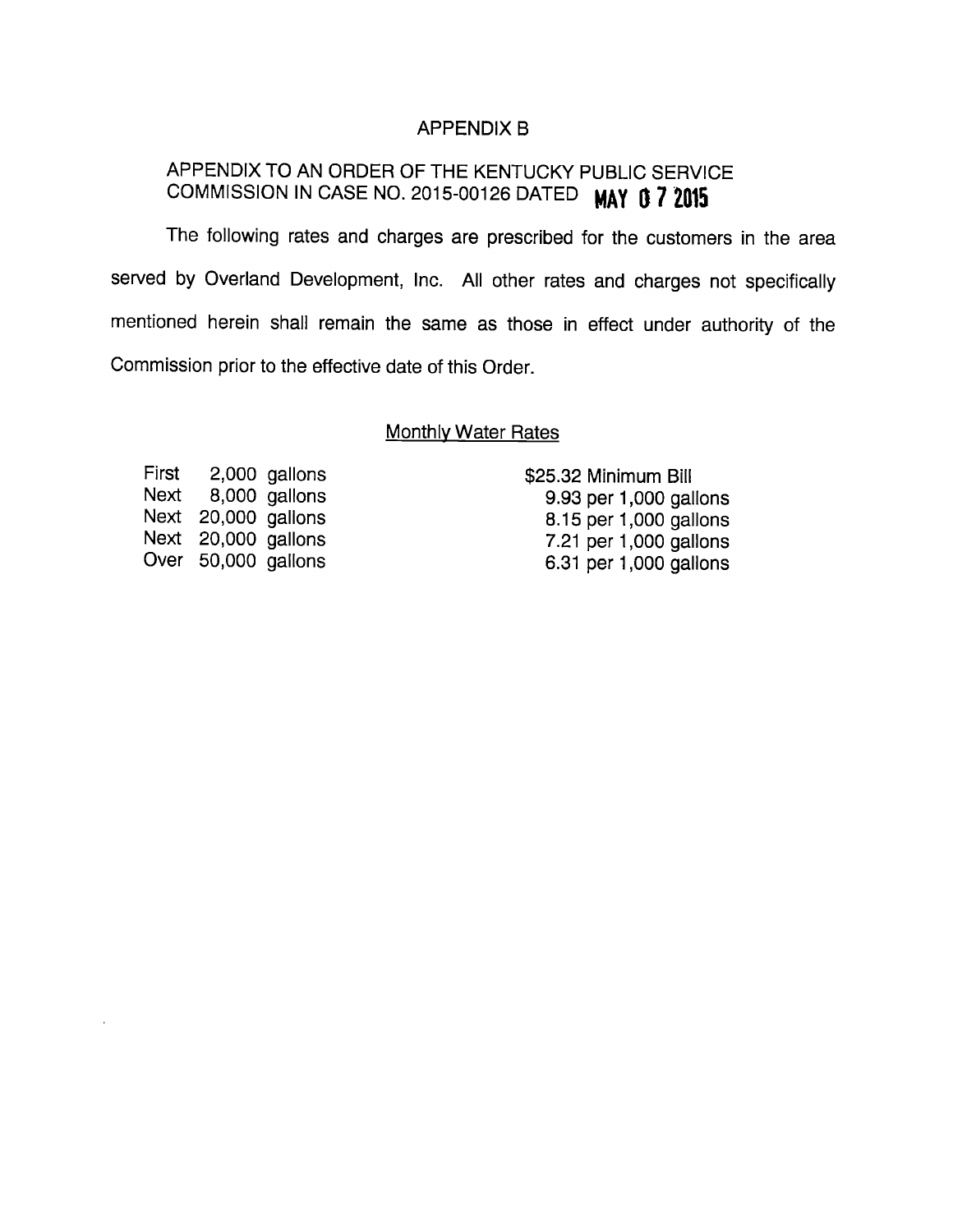# APPENDIX B

## APPENDIX TO AN ORDER OF THE KENTUCKY PUBLIC SERVICE COMMISSION IN CASE NO. 2015-00126 DATED MAY 07 2015

The following rates and charges are prescribed for the customers in the area served by Overland Development, Inc. All other rates and charges not specifically mentioned herein shall remain the same as those in effect under authority of the Commission prior to the effective date of this Order.

<u>Monthly Water Rates</u>

| | | |
|---|---|---|
| First | 2,000 gallons | $25.32 Minimum Bill |
| Next | 8,000 gallons | 9.93 per 1,000 gallons |
| Next | 20,000 gallons | 8.15 per 1,000 gallons |
| Next | 20,000 gallons | 7.21 per 1,000 gallons |
| Over | 50,000 gallons | 6.31 per 1,000 gallons |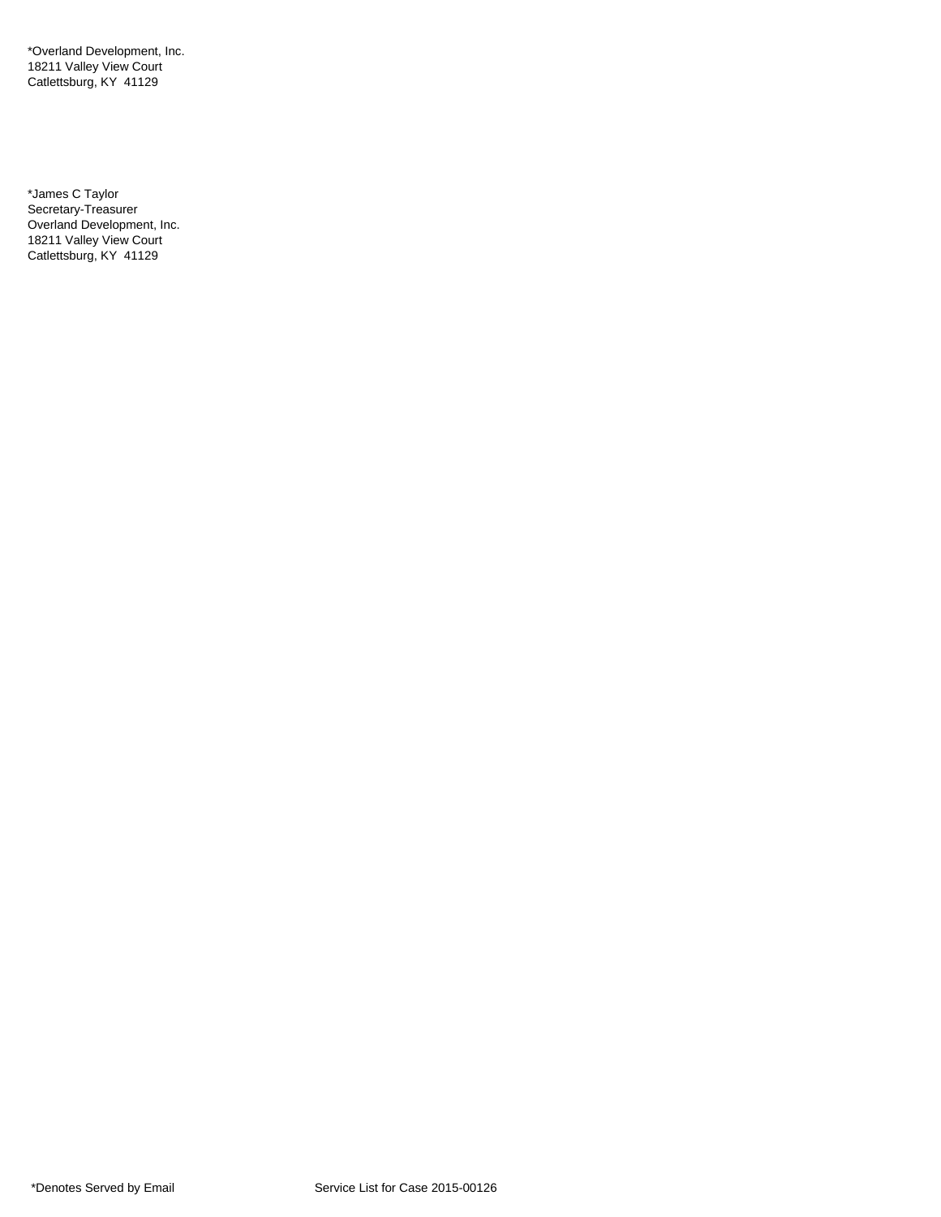*Overland Development, Inc.
18211 Valley View Court
Catlettsburg, KY  41129

*James C Taylor
Secretary-Treasurer
Overland Development, Inc.
18211 Valley View Court
Catlettsburg, KY  41129

*Denotes Served by Email

Service List for Case 2015-00126